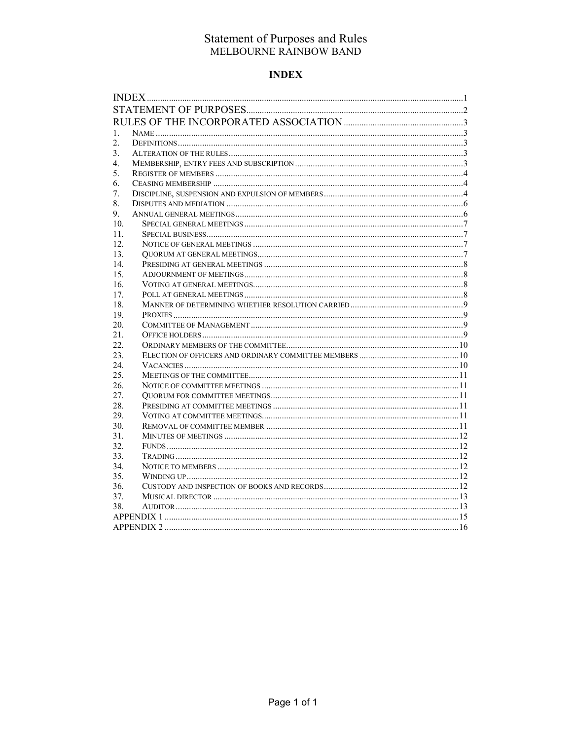# Statement of Purposes and Rules
## MELBOURNE RAINBOW BAND

### INDEX

| | | |
|---|---|---|
| INDEX | | 1 |
| STATEMENT OF PURPOSES | | 2 |
| RULES OF THE INCORPORATED ASSOCIATION | | 3 |
| 1. | NAME | 3 |
| 2. | DEFINITIONS | 3 |
| 3. | ALTERATION OF THE RULES | 3 |
| 4. | MEMBERSHIP, ENTRY FEES AND SUBSCRIPTION | 3 |
| 5. | REGISTER OF MEMBERS | 4 |
| 6. | CEASING MEMBERSHIP | 4 |
| 7. | DISCIPLINE, SUSPENSION AND EXPULSION OF MEMBERS | 4 |
| 8. | DISPUTES AND MEDIATION | 6 |
| 9. | ANNUAL GENERAL MEETINGS | 6 |
| 10. | SPECIAL GENERAL MEETINGS | 7 |
| 11. | SPECIAL BUSINESS | 7 |
| 12. | NOTICE OF GENERAL MEETINGS | 7 |
| 13. | QUORUM AT GENERAL MEETINGS | 7 |
| 14. | PRESIDING AT GENERAL MEETINGS | 8 |
| 15. | ADJOURNMENT OF MEETINGS | 8 |
| 16. | VOTING AT GENERAL MEETINGS | 8 |
| 17. | POLL AT GENERAL MEETINGS | 8 |
| 18. | MANNER OF DETERMINING WHETHER RESOLUTION CARRIED | 9 |
| 19. | PROXIES | 9 |
| 20. | COMMITTEE OF MANAGEMENT | 9 |
| 21. | OFFICE HOLDERS | 9 |
| 22. | ORDINARY MEMBERS OF THE COMMITTEE | 10 |
| 23. | ELECTION OF OFFICERS AND ORDINARY COMMITTEE MEMBERS | 10 |
| 24. | VACANCIES | 10 |
| 25. | MEETINGS OF THE COMMITTEE | 11 |
| 26. | NOTICE OF COMMITTEE MEETINGS | 11 |
| 27. | QUORUM FOR COMMITTEE MEETINGS | 11 |
| 28. | PRESIDING AT COMMITTEE MEETINGS | 11 |
| 29. | VOTING AT COMMITTEE MEETINGS | 11 |
| 30. | REMOVAL OF COMMITTEE MEMBER | 11 |
| 31. | MINUTES OF MEETINGS | 12 |
| 32. | FUNDS | 12 |
| 33. | TRADING | 12 |
| 34. | NOTICE TO MEMBERS | 12 |
| 35. | WINDING UP | 12 |
| 36. | CUSTODY AND INSPECTION OF BOOKS AND RECORDS | 12 |
| 37. | MUSICAL DIRECTOR | 13 |
| 38. | AUDITOR | 13 |
| APPENDIX 1 | | 15 |
| APPENDIX 2 | | 16 |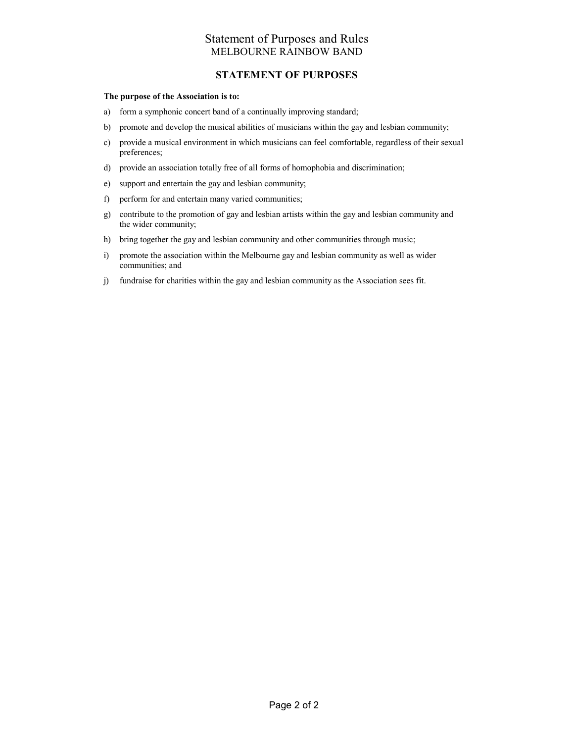# Statement of Purposes and Rules
MELBOURNE RAINBOW BAND

## STATEMENT OF PURPOSES

**The purpose of the Association is to:**

a) form a symphonic concert band of a continually improving standard;

b) promote and develop the musical abilities of musicians within the gay and lesbian community;

c) provide a musical environment in which musicians can feel comfortable, regardless of their sexual preferences;

d) provide an association totally free of all forms of homophobia and discrimination;

e) support and entertain the gay and lesbian community;

f) perform for and entertain many varied communities;

g) contribute to the promotion of gay and lesbian artists within the gay and lesbian community and the wider community;

h) bring together the gay and lesbian community and other communities through music;

i) promote the association within the Melbourne gay and lesbian community as well as wider communities; and

j) fundraise for charities within the gay and lesbian community as the Association sees fit.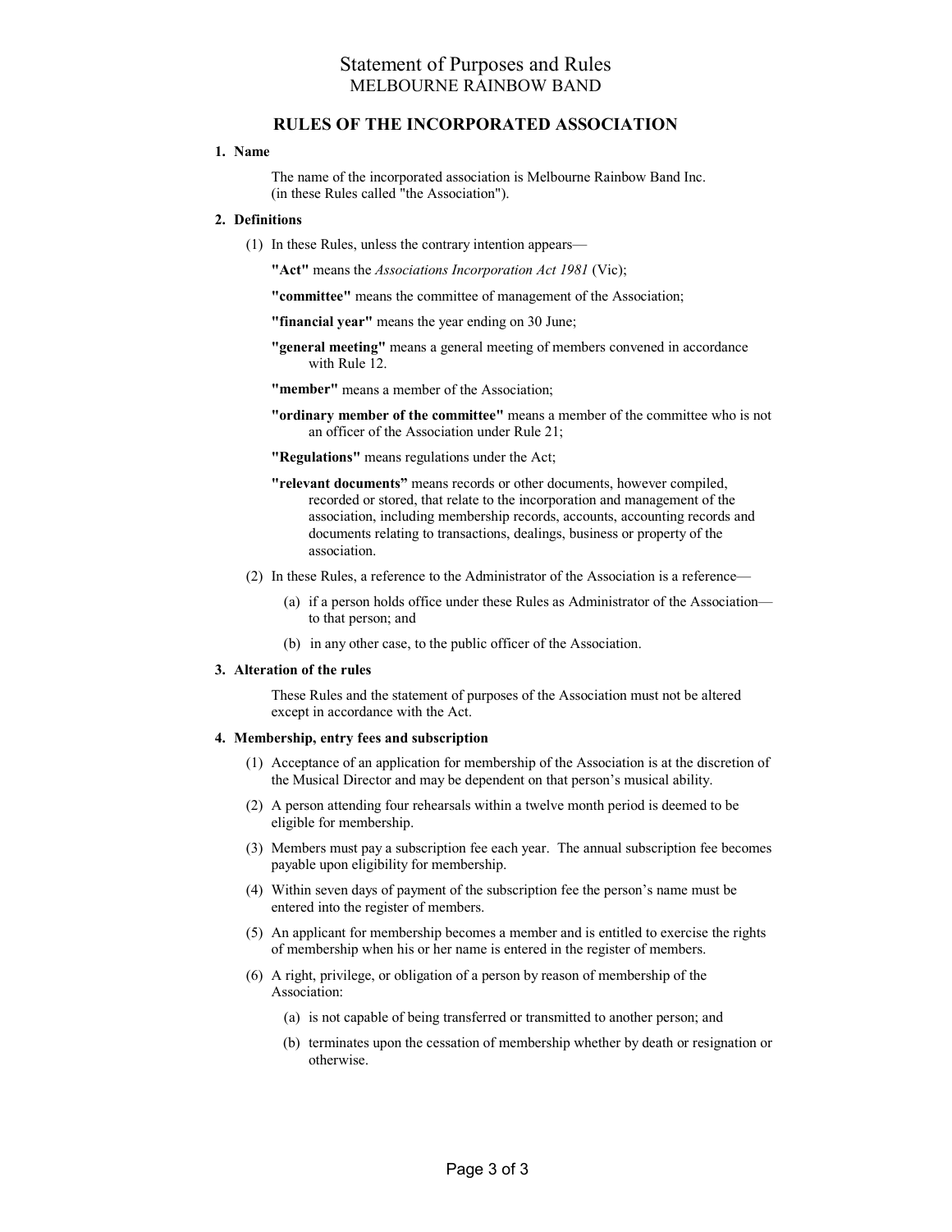Statement of Purposes and Rules
MELBOURNE RAINBOW BAND

## RULES OF THE INCORPORATED ASSOCIATION

**1. Name**

The name of the incorporated association is Melbourne Rainbow Band Inc. (in these Rules called "the Association").

**2. Definitions**

(1) In these Rules, unless the contrary intention appears—

**"Act"** means the *Associations Incorporation Act 1981* (Vic);

**"committee"** means the committee of management of the Association;

**"financial year"** means the year ending on 30 June;

**"general meeting"** means a general meeting of members convened in accordance with Rule 12.

**"member"** means a member of the Association;

**"ordinary member of the committee"** means a member of the committee who is not an officer of the Association under Rule 21;

**"Regulations"** means regulations under the Act;

**"relevant documents"** means records or other documents, however compiled, recorded or stored, that relate to the incorporation and management of the association, including membership records, accounts, accounting records and documents relating to transactions, dealings, business or property of the association.

(2) In these Rules, a reference to the Administrator of the Association is a reference—

(a) if a person holds office under these Rules as Administrator of the Association—to that person; and

(b) in any other case, to the public officer of the Association.

**3. Alteration of the rules**

These Rules and the statement of purposes of the Association must not be altered except in accordance with the Act.

**4. Membership, entry fees and subscription**

(1) Acceptance of an application for membership of the Association is at the discretion of the Musical Director and may be dependent on that person's musical ability.

(2) A person attending four rehearsals within a twelve month period is deemed to be eligible for membership.

(3) Members must pay a subscription fee each year. The annual subscription fee becomes payable upon eligibility for membership.

(4) Within seven days of payment of the subscription fee the person's name must be entered into the register of members.

(5) An applicant for membership becomes a member and is entitled to exercise the rights of membership when his or her name is entered in the register of members.

(6) A right, privilege, or obligation of a person by reason of membership of the Association:

(a) is not capable of being transferred or transmitted to another person; and

(b) terminates upon the cessation of membership whether by death or resignation or otherwise.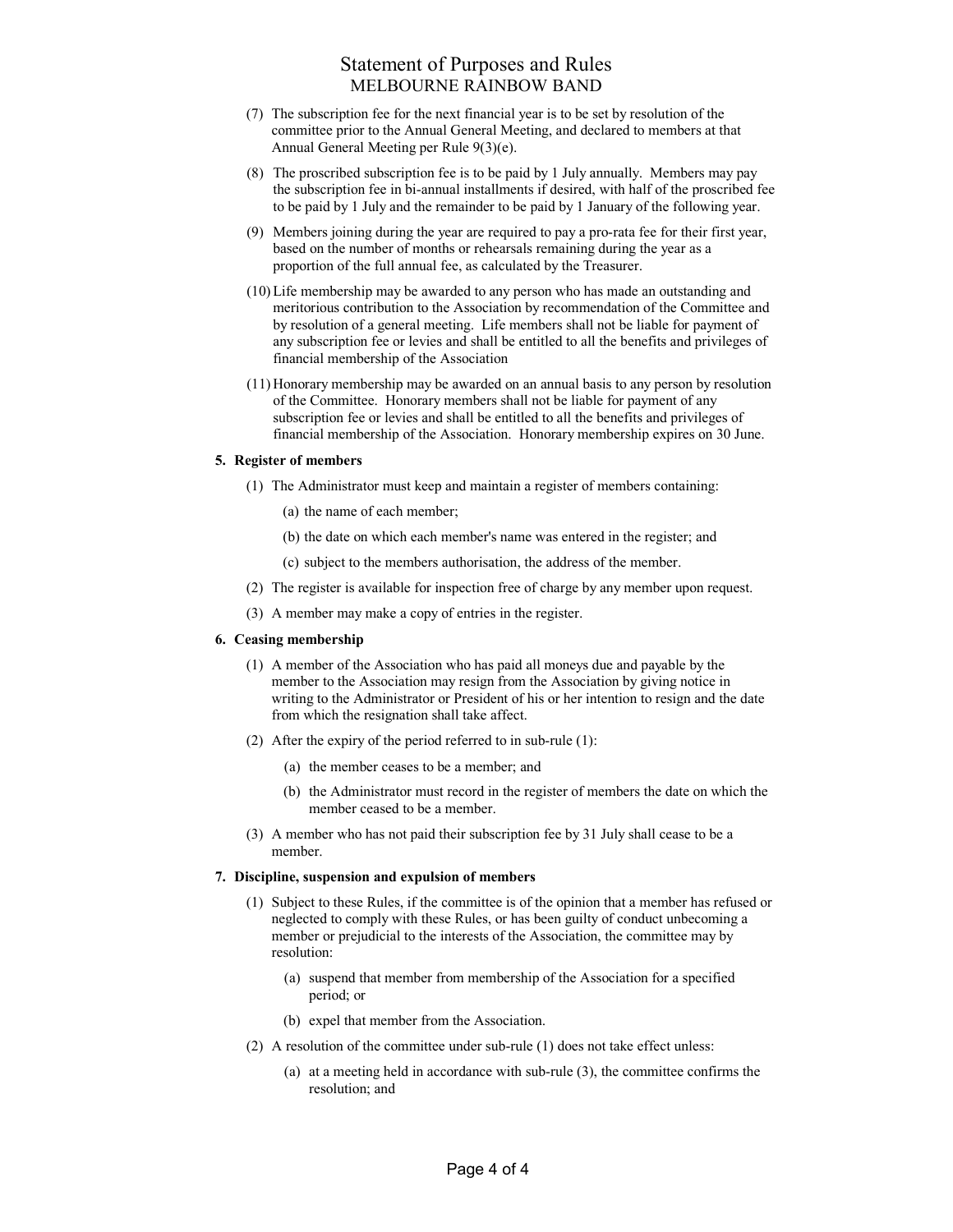(7) The subscription fee for the next financial year is to be set by resolution of the committee prior to the Annual General Meeting, and declared to members at that Annual General Meeting per Rule 9(3)(e).

(8) The proscribed subscription fee is to be paid by 1 July annually. Members may pay the subscription fee in bi-annual installments if desired, with half of the proscribed fee to be paid by 1 July and the remainder to be paid by 1 January of the following year.

(9) Members joining during the year are required to pay a pro-rata fee for their first year, based on the number of months or rehearsals remaining during the year as a proportion of the full annual fee, as calculated by the Treasurer.

(10) Life membership may be awarded to any person who has made an outstanding and meritorious contribution to the Association by recommendation of the Committee and by resolution of a general meeting. Life members shall not be liable for payment of any subscription fee or levies and shall be entitled to all the benefits and privileges of financial membership of the Association

(11) Honorary membership may be awarded on an annual basis to any person by resolution of the Committee. Honorary members shall not be liable for payment of any subscription fee or levies and shall be entitled to all the benefits and privileges of financial membership of the Association. Honorary membership expires on 30 June.

**5. Register of members**

(1) The Administrator must keep and maintain a register of members containing:

(a) the name of each member;

(b) the date on which each member's name was entered in the register; and

(c) subject to the members authorisation, the address of the member.

(2) The register is available for inspection free of charge by any member upon request.

(3) A member may make a copy of entries in the register.

**6. Ceasing membership**

(1) A member of the Association who has paid all moneys due and payable by the member to the Association may resign from the Association by giving notice in writing to the Administrator or President of his or her intention to resign and the date from which the resignation shall take affect.

(2) After the expiry of the period referred to in sub-rule (1):

(a) the member ceases to be a member; and

(b) the Administrator must record in the register of members the date on which the member ceased to be a member.

(3) A member who has not paid their subscription fee by 31 July shall cease to be a member.

**7. Discipline, suspension and expulsion of members**

(1) Subject to these Rules, if the committee is of the opinion that a member has refused or neglected to comply with these Rules, or has been guilty of conduct unbecoming a member or prejudicial to the interests of the Association, the committee may by resolution:

(a) suspend that member from membership of the Association for a specified period; or

(b) expel that member from the Association.

(2) A resolution of the committee under sub-rule (1) does not take effect unless:

(a) at a meeting held in accordance with sub-rule (3), the committee confirms the resolution; and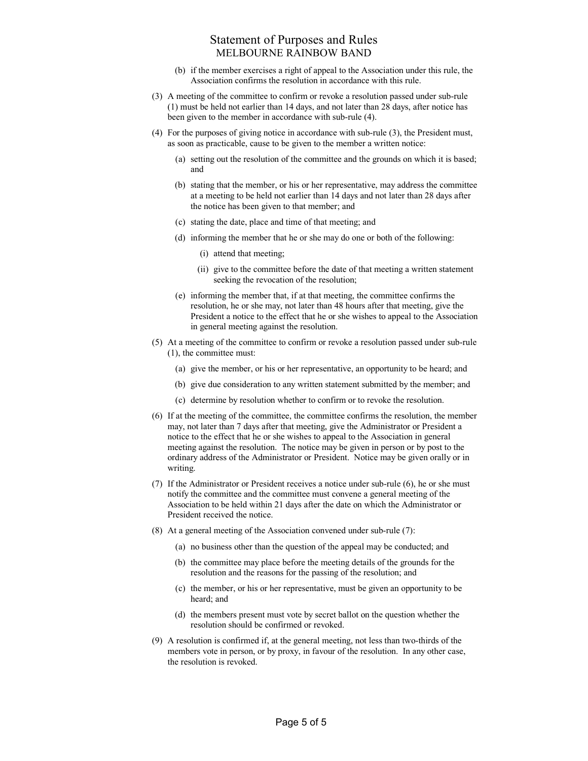(b) if the member exercises a right of appeal to the Association under this rule, the Association confirms the resolution in accordance with this rule.

(3) A meeting of the committee to confirm or revoke a resolution passed under sub-rule (1) must be held not earlier than 14 days, and not later than 28 days, after notice has been given to the member in accordance with sub-rule (4).

(4) For the purposes of giving notice in accordance with sub-rule (3), the President must, as soon as practicable, cause to be given to the member a written notice:

(a) setting out the resolution of the committee and the grounds on which it is based; and

(b) stating that the member, or his or her representative, may address the committee at a meeting to be held not earlier than 14 days and not later than 28 days after the notice has been given to that member; and

(c) stating the date, place and time of that meeting; and

(d) informing the member that he or she may do one or both of the following:

(i) attend that meeting;

(ii) give to the committee before the date of that meeting a written statement seeking the revocation of the resolution;

(e) informing the member that, if at that meeting, the committee confirms the resolution, he or she may, not later than 48 hours after that meeting, give the President a notice to the effect that he or she wishes to appeal to the Association in general meeting against the resolution.

(5) At a meeting of the committee to confirm or revoke a resolution passed under sub-rule (1), the committee must:

(a) give the member, or his or her representative, an opportunity to be heard; and

(b) give due consideration to any written statement submitted by the member; and

(c) determine by resolution whether to confirm or to revoke the resolution.

(6) If at the meeting of the committee, the committee confirms the resolution, the member may, not later than 7 days after that meeting, give the Administrator or President a notice to the effect that he or she wishes to appeal to the Association in general meeting against the resolution. The notice may be given in person or by post to the ordinary address of the Administrator or President. Notice may be given orally or in writing.

(7) If the Administrator or President receives a notice under sub-rule (6), he or she must notify the committee and the committee must convene a general meeting of the Association to be held within 21 days after the date on which the Administrator or President received the notice.

(8) At a general meeting of the Association convened under sub-rule (7):

(a) no business other than the question of the appeal may be conducted; and

(b) the committee may place before the meeting details of the grounds for the resolution and the reasons for the passing of the resolution; and

(c) the member, or his or her representative, must be given an opportunity to be heard; and

(d) the members present must vote by secret ballot on the question whether the resolution should be confirmed or revoked.

(9) A resolution is confirmed if, at the general meeting, not less than two-thirds of the members vote in person, or by proxy, in favour of the resolution. In any other case, the resolution is revoked.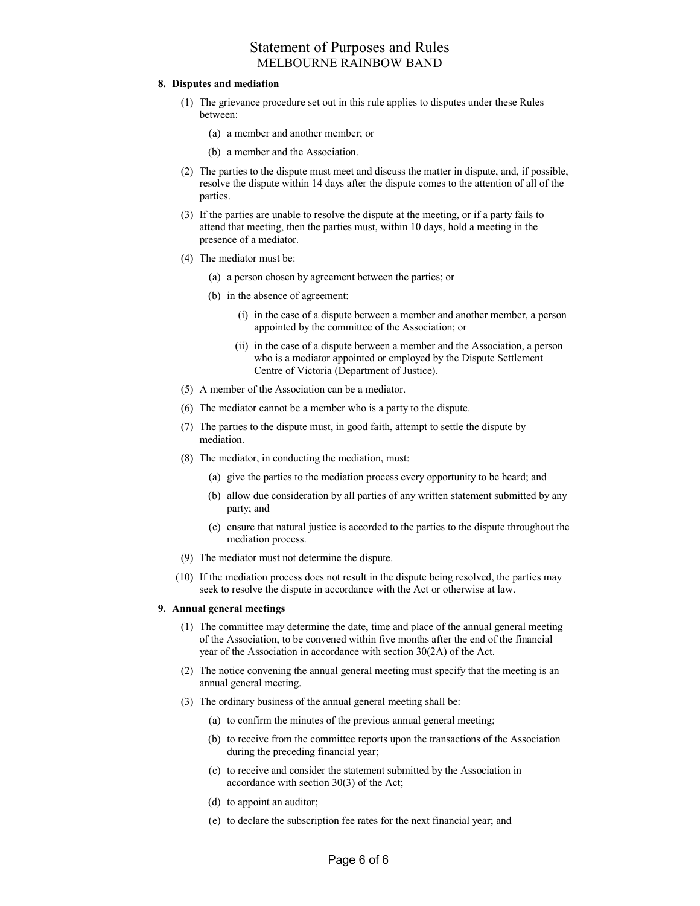**8. Disputes and mediation**

(1) The grievance procedure set out in this rule applies to disputes under these Rules between:

(a) a member and another member; or

(b) a member and the Association.

(2) The parties to the dispute must meet and discuss the matter in dispute, and, if possible, resolve the dispute within 14 days after the dispute comes to the attention of all of the parties.

(3) If the parties are unable to resolve the dispute at the meeting, or if a party fails to attend that meeting, then the parties must, within 10 days, hold a meeting in the presence of a mediator.

(4) The mediator must be:

(a) a person chosen by agreement between the parties; or

(b) in the absence of agreement:

(i) in the case of a dispute between a member and another member, a person appointed by the committee of the Association; or

(ii) in the case of a dispute between a member and the Association, a person who is a mediator appointed or employed by the Dispute Settlement Centre of Victoria (Department of Justice).

(5) A member of the Association can be a mediator.

(6) The mediator cannot be a member who is a party to the dispute.

(7) The parties to the dispute must, in good faith, attempt to settle the dispute by mediation.

(8) The mediator, in conducting the mediation, must:

(a) give the parties to the mediation process every opportunity to be heard; and

(b) allow due consideration by all parties of any written statement submitted by any party; and

(c) ensure that natural justice is accorded to the parties to the dispute throughout the mediation process.

(9) The mediator must not determine the dispute.

(10) If the mediation process does not result in the dispute being resolved, the parties may seek to resolve the dispute in accordance with the Act or otherwise at law.

**9. Annual general meetings**

(1) The committee may determine the date, time and place of the annual general meeting of the Association, to be convened within five months after the end of the financial year of the Association in accordance with section 30(2A) of the Act.

(2) The notice convening the annual general meeting must specify that the meeting is an annual general meeting.

(3) The ordinary business of the annual general meeting shall be:

(a) to confirm the minutes of the previous annual general meeting;

(b) to receive from the committee reports upon the transactions of the Association during the preceding financial year;

(c) to receive and consider the statement submitted by the Association in accordance with section 30(3) of the Act;

(d) to appoint an auditor;

(e) to declare the subscription fee rates for the next financial year; and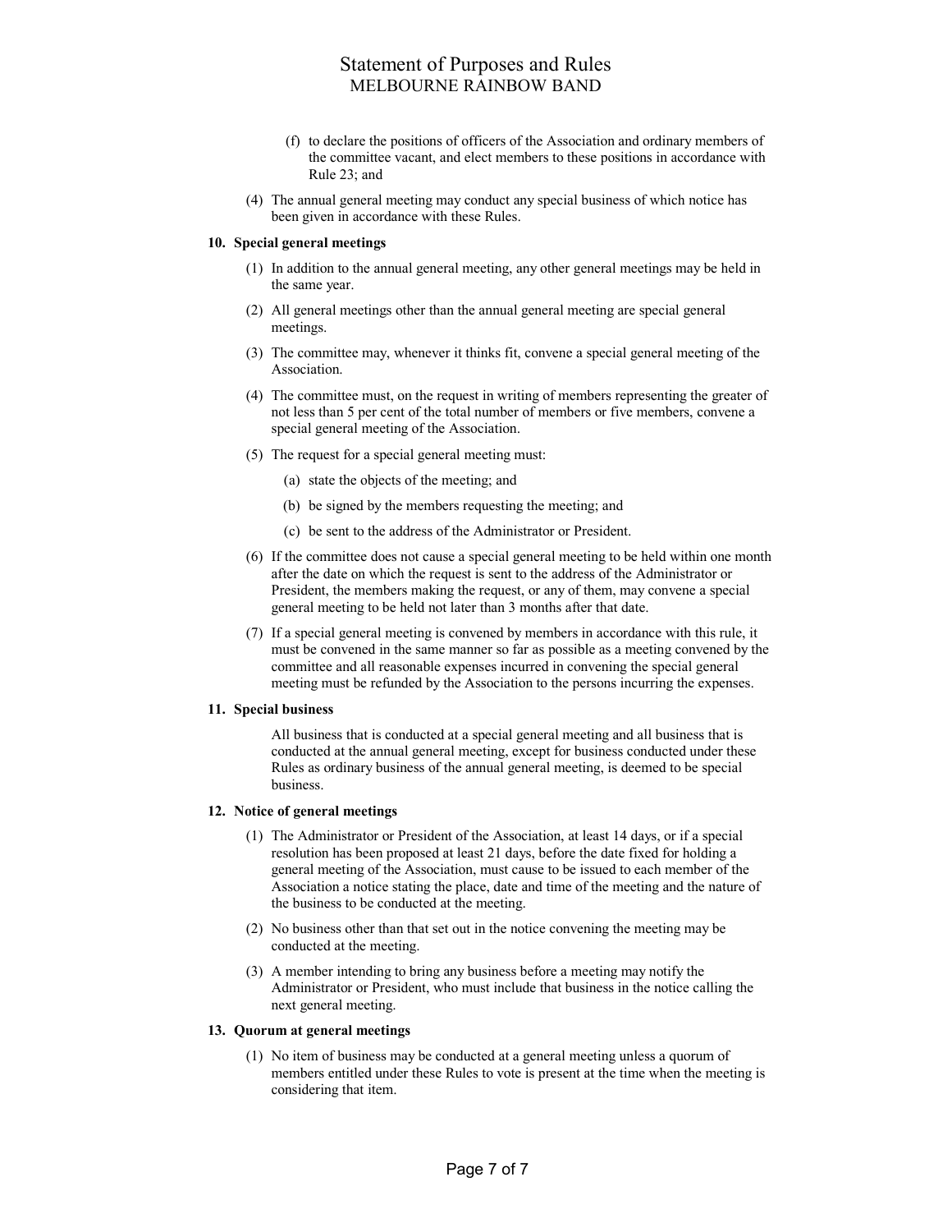(f) to declare the positions of officers of the Association and ordinary members of the committee vacant, and elect members to these positions in accordance with Rule 23; and

(4) The annual general meeting may conduct any special business of which notice has been given in accordance with these Rules.

**10. Special general meetings**

(1) In addition to the annual general meeting, any other general meetings may be held in the same year.

(2) All general meetings other than the annual general meeting are special general meetings.

(3) The committee may, whenever it thinks fit, convene a special general meeting of the Association.

(4) The committee must, on the request in writing of members representing the greater of not less than 5 per cent of the total number of members or five members, convene a special general meeting of the Association.

(5) The request for a special general meeting must:

(a) state the objects of the meeting; and

(b) be signed by the members requesting the meeting; and

(c) be sent to the address of the Administrator or President.

(6) If the committee does not cause a special general meeting to be held within one month after the date on which the request is sent to the address of the Administrator or President, the members making the request, or any of them, may convene a special general meeting to be held not later than 3 months after that date.

(7) If a special general meeting is convened by members in accordance with this rule, it must be convened in the same manner so far as possible as a meeting convened by the committee and all reasonable expenses incurred in convening the special general meeting must be refunded by the Association to the persons incurring the expenses.

**11. Special business**

All business that is conducted at a special general meeting and all business that is conducted at the annual general meeting, except for business conducted under these Rules as ordinary business of the annual general meeting, is deemed to be special business.

**12. Notice of general meetings**

(1) The Administrator or President of the Association, at least 14 days, or if a special resolution has been proposed at least 21 days, before the date fixed for holding a general meeting of the Association, must cause to be issued to each member of the Association a notice stating the place, date and time of the meeting and the nature of the business to be conducted at the meeting.

(2) No business other than that set out in the notice convening the meeting may be conducted at the meeting.

(3) A member intending to bring any business before a meeting may notify the Administrator or President, who must include that business in the notice calling the next general meeting.

**13. Quorum at general meetings**

(1) No item of business may be conducted at a general meeting unless a quorum of members entitled under these Rules to vote is present at the time when the meeting is considering that item.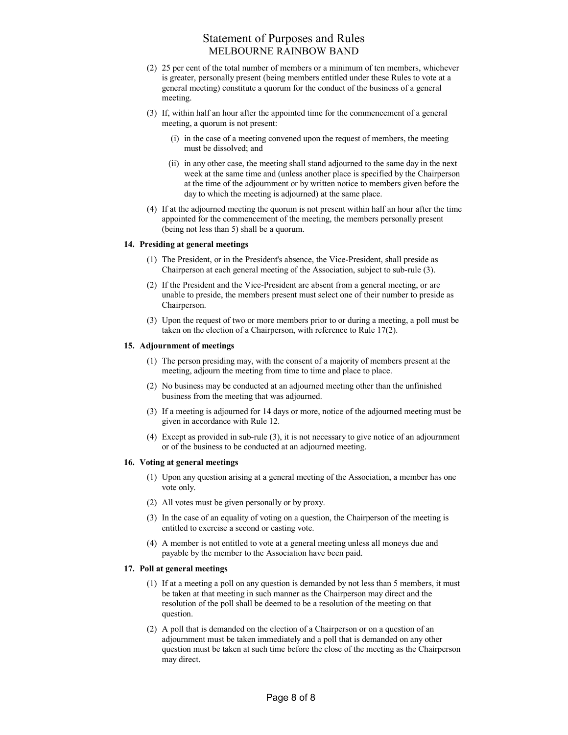(2) 25 per cent of the total number of members or a minimum of ten members, whichever is greater, personally present (being members entitled under these Rules to vote at a general meeting) constitute a quorum for the conduct of the business of a general meeting.

(3) If, within half an hour after the appointed time for the commencement of a general meeting, a quorum is not present:

   (i) in the case of a meeting convened upon the request of members, the meeting must be dissolved; and

   (ii) in any other case, the meeting shall stand adjourned to the same day in the next week at the same time and (unless another place is specified by the Chairperson at the time of the adjournment or by written notice to members given before the day to which the meeting is adjourned) at the same place.

(4) If at the adjourned meeting the quorum is not present within half an hour after the time appointed for the commencement of the meeting, the members personally present (being not less than 5) shall be a quorum.

**14. Presiding at general meetings**

(1) The President, or in the President's absence, the Vice-President, shall preside as Chairperson at each general meeting of the Association, subject to sub-rule (3).

(2) If the President and the Vice-President are absent from a general meeting, or are unable to preside, the members present must select one of their number to preside as Chairperson.

(3) Upon the request of two or more members prior to or during a meeting, a poll must be taken on the election of a Chairperson, with reference to Rule 17(2).

**15. Adjournment of meetings**

(1) The person presiding may, with the consent of a majority of members present at the meeting, adjourn the meeting from time to time and place to place.

(2) No business may be conducted at an adjourned meeting other than the unfinished business from the meeting that was adjourned.

(3) If a meeting is adjourned for 14 days or more, notice of the adjourned meeting must be given in accordance with Rule 12.

(4) Except as provided in sub-rule (3), it is not necessary to give notice of an adjournment or of the business to be conducted at an adjourned meeting.

**16. Voting at general meetings**

(1) Upon any question arising at a general meeting of the Association, a member has one vote only.

(2) All votes must be given personally or by proxy.

(3) In the case of an equality of voting on a question, the Chairperson of the meeting is entitled to exercise a second or casting vote.

(4) A member is not entitled to vote at a general meeting unless all moneys due and payable by the member to the Association have been paid.

**17. Poll at general meetings**

(1) If at a meeting a poll on any question is demanded by not less than 5 members, it must be taken at that meeting in such manner as the Chairperson may direct and the resolution of the poll shall be deemed to be a resolution of the meeting on that question.

(2) A poll that is demanded on the election of a Chairperson or on a question of an adjournment must be taken immediately and a poll that is demanded on any other question must be taken at such time before the close of the meeting as the Chairperson may direct.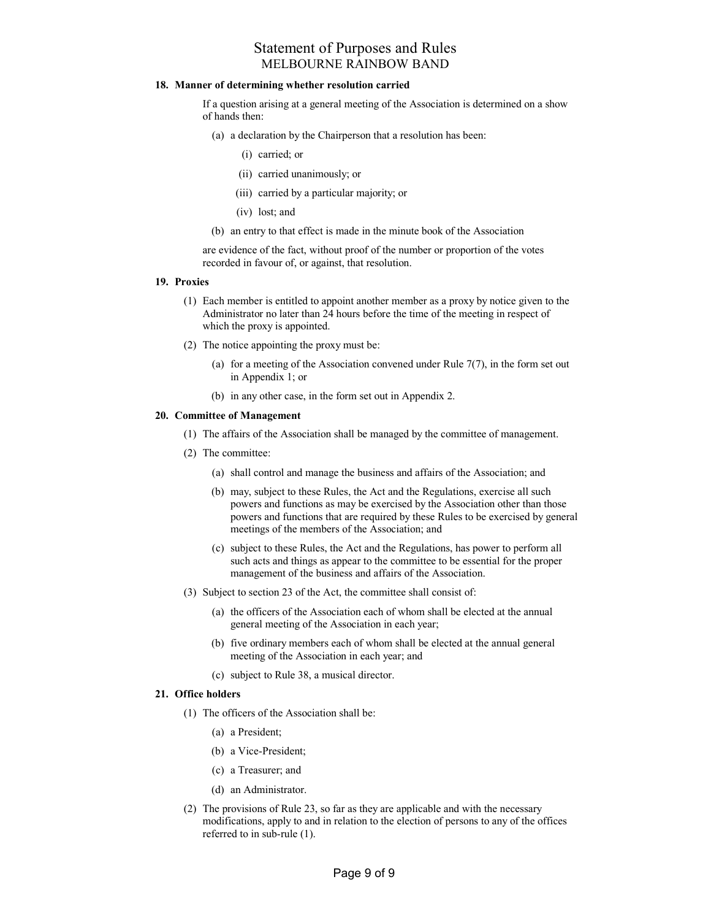### 18. Manner of determining whether resolution carried

If a question arising at a general meeting of the Association is determined on a show of hands then:

(a) a declaration by the Chairperson that a resolution has been:

(i) carried; or

(ii) carried unanimously; or

(iii) carried by a particular majority; or

(iv) lost; and

(b) an entry to that effect is made in the minute book of the Association

are evidence of the fact, without proof of the number or proportion of the votes recorded in favour of, or against, that resolution.

### 19. Proxies

(1) Each member is entitled to appoint another member as a proxy by notice given to the Administrator no later than 24 hours before the time of the meeting in respect of which the proxy is appointed.

(2) The notice appointing the proxy must be:

(a) for a meeting of the Association convened under Rule 7(7), in the form set out in Appendix 1; or

(b) in any other case, in the form set out in Appendix 2.

### 20. Committee of Management

(1) The affairs of the Association shall be managed by the committee of management.

(2) The committee:

(a) shall control and manage the business and affairs of the Association; and

(b) may, subject to these Rules, the Act and the Regulations, exercise all such powers and functions as may be exercised by the Association other than those powers and functions that are required by these Rules to be exercised by general meetings of the members of the Association; and

(c) subject to these Rules, the Act and the Regulations, has power to perform all such acts and things as appear to the committee to be essential for the proper management of the business and affairs of the Association.

(3) Subject to section 23 of the Act, the committee shall consist of:

(a) the officers of the Association each of whom shall be elected at the annual general meeting of the Association in each year;

(b) five ordinary members each of whom shall be elected at the annual general meeting of the Association in each year; and

(c) subject to Rule 38, a musical director.

### 21. Office holders

(1) The officers of the Association shall be:

(a) a President;

(b) a Vice-President;

(c) a Treasurer; and

(d) an Administrator.

(2) The provisions of Rule 23, so far as they are applicable and with the necessary modifications, apply to and in relation to the election of persons to any of the offices referred to in sub-rule (1).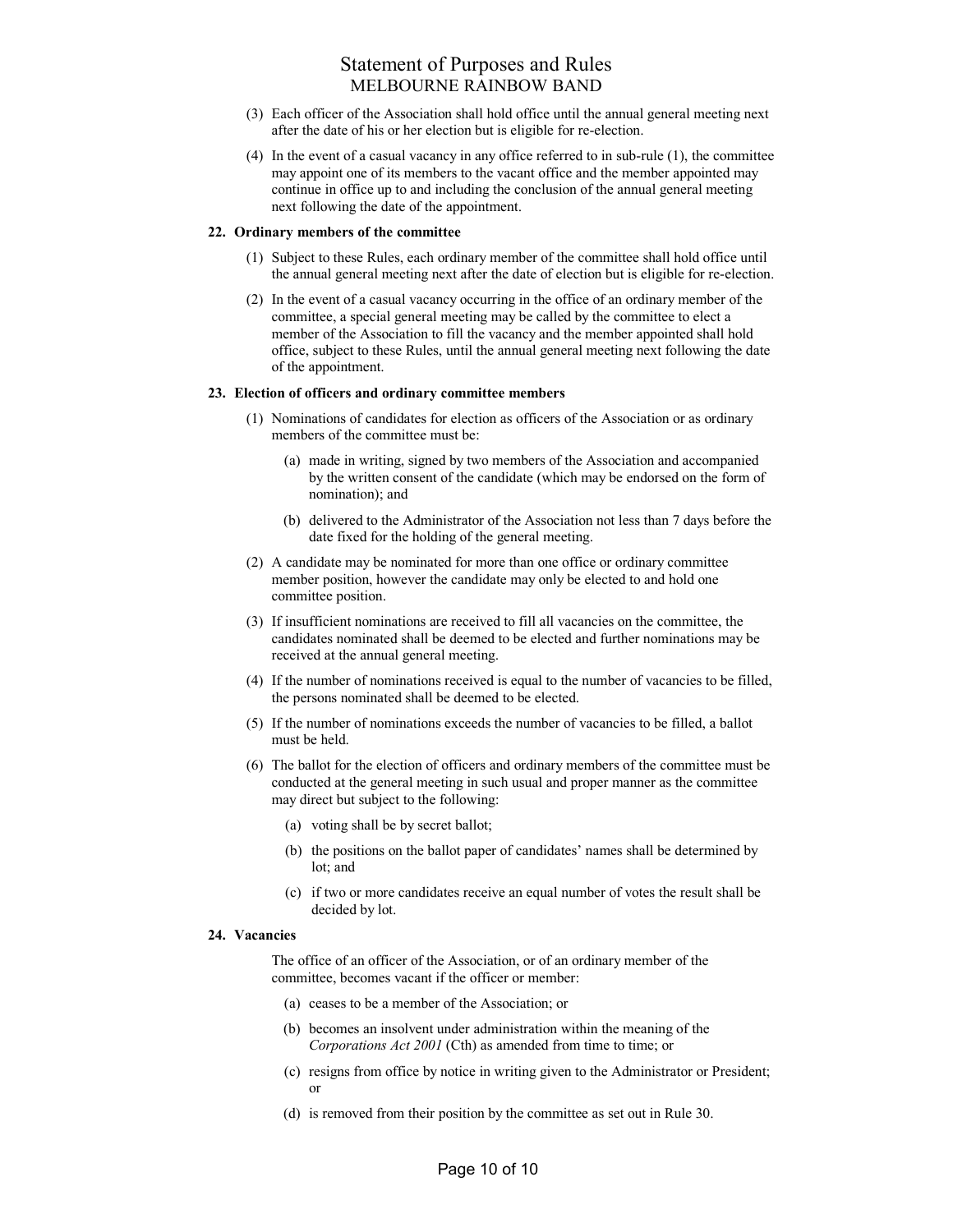(3) Each officer of the Association shall hold office until the annual general meeting next after the date of his or her election but is eligible for re-election.

(4) In the event of a casual vacancy in any office referred to in sub-rule (1), the committee may appoint one of its members to the vacant office and the member appointed may continue in office up to and including the conclusion of the annual general meeting next following the date of the appointment.

**22. Ordinary members of the committee**

(1) Subject to these Rules, each ordinary member of the committee shall hold office until the annual general meeting next after the date of election but is eligible for re-election.

(2) In the event of a casual vacancy occurring in the office of an ordinary member of the committee, a special general meeting may be called by the committee to elect a member of the Association to fill the vacancy and the member appointed shall hold office, subject to these Rules, until the annual general meeting next following the date of the appointment.

**23. Election of officers and ordinary committee members**

(1) Nominations of candidates for election as officers of the Association or as ordinary members of the committee must be:

(a) made in writing, signed by two members of the Association and accompanied by the written consent of the candidate (which may be endorsed on the form of nomination); and

(b) delivered to the Administrator of the Association not less than 7 days before the date fixed for the holding of the general meeting.

(2) A candidate may be nominated for more than one office or ordinary committee member position, however the candidate may only be elected to and hold one committee position.

(3) If insufficient nominations are received to fill all vacancies on the committee, the candidates nominated shall be deemed to be elected and further nominations may be received at the annual general meeting.

(4) If the number of nominations received is equal to the number of vacancies to be filled, the persons nominated shall be deemed to be elected.

(5) If the number of nominations exceeds the number of vacancies to be filled, a ballot must be held.

(6) The ballot for the election of officers and ordinary members of the committee must be conducted at the general meeting in such usual and proper manner as the committee may direct but subject to the following:

(a) voting shall be by secret ballot;

(b) the positions on the ballot paper of candidates' names shall be determined by lot; and

(c) if two or more candidates receive an equal number of votes the result shall be decided by lot.

**24. Vacancies**

The office of an officer of the Association, or of an ordinary member of the committee, becomes vacant if the officer or member:

(a) ceases to be a member of the Association; or

(b) becomes an insolvent under administration within the meaning of the *Corporations Act 2001* (Cth) as amended from time to time; or

(c) resigns from office by notice in writing given to the Administrator or President; or

(d) is removed from their position by the committee as set out in Rule 30.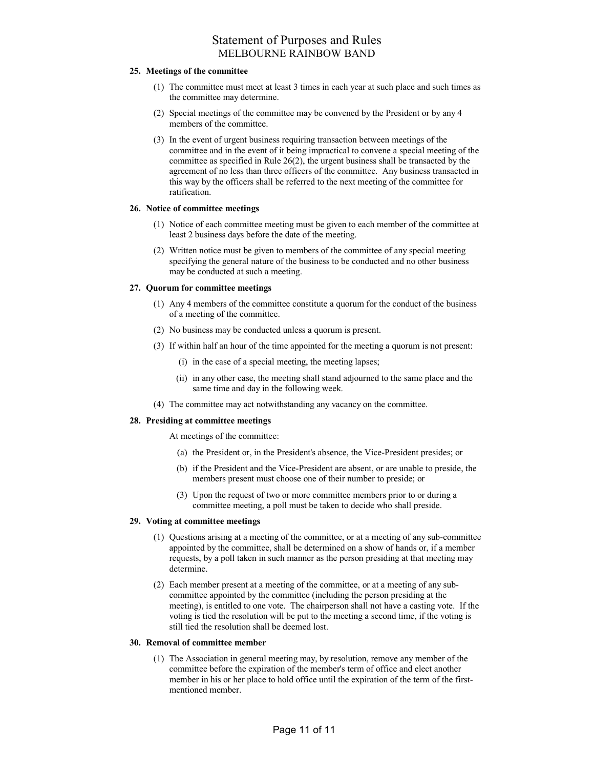**25. Meetings of the committee**

(1) The committee must meet at least 3 times in each year at such place and such times as the committee may determine.

(2) Special meetings of the committee may be convened by the President or by any 4 members of the committee.

(3) In the event of urgent business requiring transaction between meetings of the committee and in the event of it being impractical to convene a special meeting of the committee as specified in Rule 26(2), the urgent business shall be transacted by the agreement of no less than three officers of the committee. Any business transacted in this way by the officers shall be referred to the next meeting of the committee for ratification.

**26. Notice of committee meetings**

(1) Notice of each committee meeting must be given to each member of the committee at least 2 business days before the date of the meeting.

(2) Written notice must be given to members of the committee of any special meeting specifying the general nature of the business to be conducted and no other business may be conducted at such a meeting.

**27. Quorum for committee meetings**

(1) Any 4 members of the committee constitute a quorum for the conduct of the business of a meeting of the committee.

(2) No business may be conducted unless a quorum is present.

(3) If within half an hour of the time appointed for the meeting a quorum is not present:

(i) in the case of a special meeting, the meeting lapses;

(ii) in any other case, the meeting shall stand adjourned to the same place and the same time and day in the following week.

(4) The committee may act notwithstanding any vacancy on the committee.

**28. Presiding at committee meetings**

At meetings of the committee:

(a) the President or, in the President's absence, the Vice-President presides; or

(b) if the President and the Vice-President are absent, or are unable to preside, the members present must choose one of their number to preside; or

(3) Upon the request of two or more committee members prior to or during a committee meeting, a poll must be taken to decide who shall preside.

**29. Voting at committee meetings**

(1) Questions arising at a meeting of the committee, or at a meeting of any sub-committee appointed by the committee, shall be determined on a show of hands or, if a member requests, by a poll taken in such manner as the person presiding at that meeting may determine.

(2) Each member present at a meeting of the committee, or at a meeting of any sub-committee appointed by the committee (including the person presiding at the meeting), is entitled to one vote. The chairperson shall not have a casting vote. If the voting is tied the resolution will be put to the meeting a second time, if the voting is still tied the resolution shall be deemed lost.

**30. Removal of committee member**

(1) The Association in general meeting may, by resolution, remove any member of the committee before the expiration of the member's term of office and elect another member in his or her place to hold office until the expiration of the term of the first-mentioned member.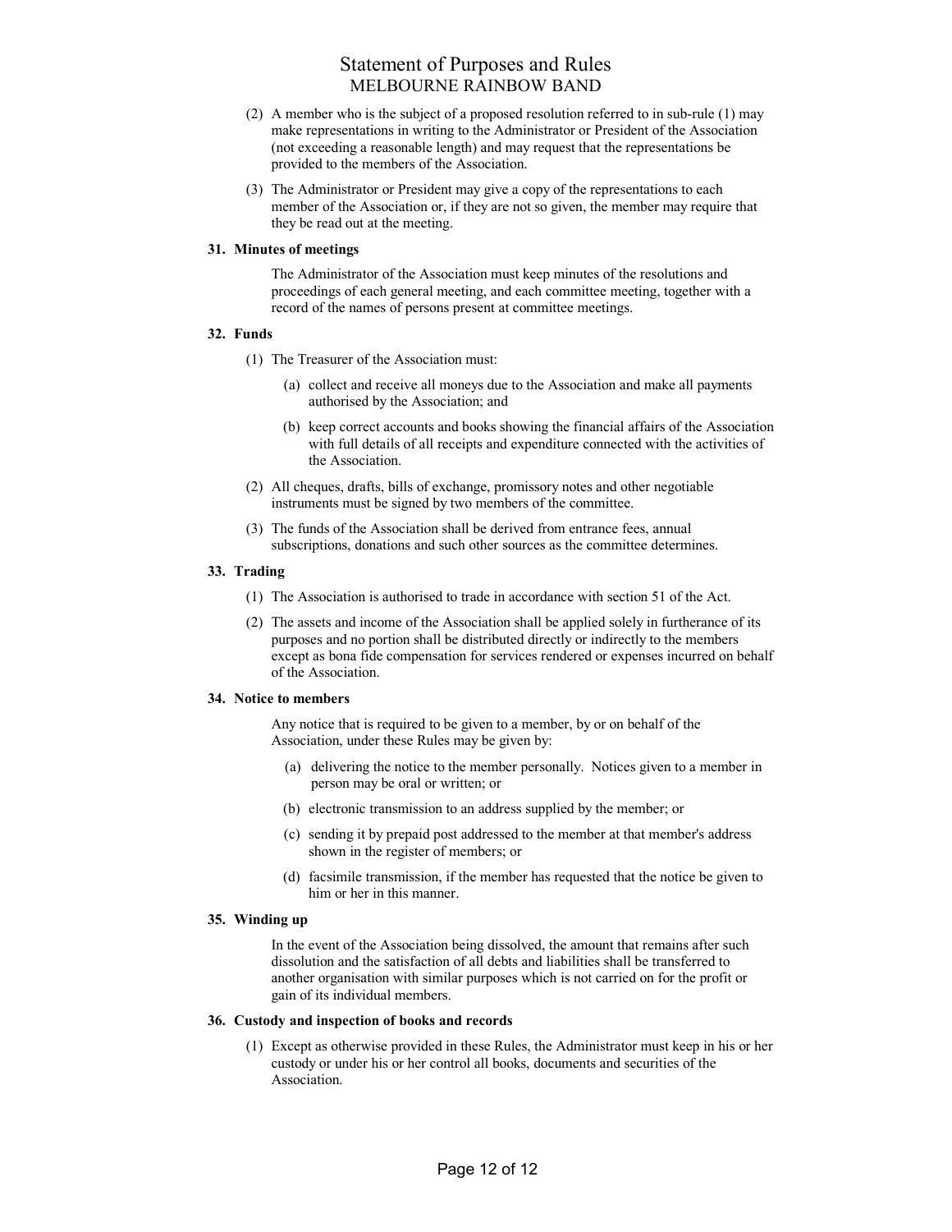(2) A member who is the subject of a proposed resolution referred to in sub-rule (1) may make representations in writing to the Administrator or President of the Association (not exceeding a reasonable length) and may request that the representations be provided to the members of the Association.

(3) The Administrator or President may give a copy of the representations to each member of the Association or, if they are not so given, the member may require that they be read out at the meeting.

**31. Minutes of meetings**

The Administrator of the Association must keep minutes of the resolutions and proceedings of each general meeting, and each committee meeting, together with a record of the names of persons present at committee meetings.

**32. Funds**

(1) The Treasurer of the Association must:

(a) collect and receive all moneys due to the Association and make all payments authorised by the Association; and

(b) keep correct accounts and books showing the financial affairs of the Association with full details of all receipts and expenditure connected with the activities of the Association.

(2) All cheques, drafts, bills of exchange, promissory notes and other negotiable instruments must be signed by two members of the committee.

(3) The funds of the Association shall be derived from entrance fees, annual subscriptions, donations and such other sources as the committee determines.

**33. Trading**

(1) The Association is authorised to trade in accordance with section 51 of the Act.

(2) The assets and income of the Association shall be applied solely in furtherance of its purposes and no portion shall be distributed directly or indirectly to the members except as bona fide compensation for services rendered or expenses incurred on behalf of the Association.

**34. Notice to members**

Any notice that is required to be given to a member, by or on behalf of the Association, under these Rules may be given by:

(a) delivering the notice to the member personally. Notices given to a member in person may be oral or written; or

(b) electronic transmission to an address supplied by the member; or

(c) sending it by prepaid post addressed to the member at that member's address shown in the register of members; or

(d) facsimile transmission, if the member has requested that the notice be given to him or her in this manner.

**35. Winding up**

In the event of the Association being dissolved, the amount that remains after such dissolution and the satisfaction of all debts and liabilities shall be transferred to another organisation with similar purposes which is not carried on for the profit or gain of its individual members.

**36. Custody and inspection of books and records**

(1) Except as otherwise provided in these Rules, the Administrator must keep in his or her custody or under his or her control all books, documents and securities of the Association.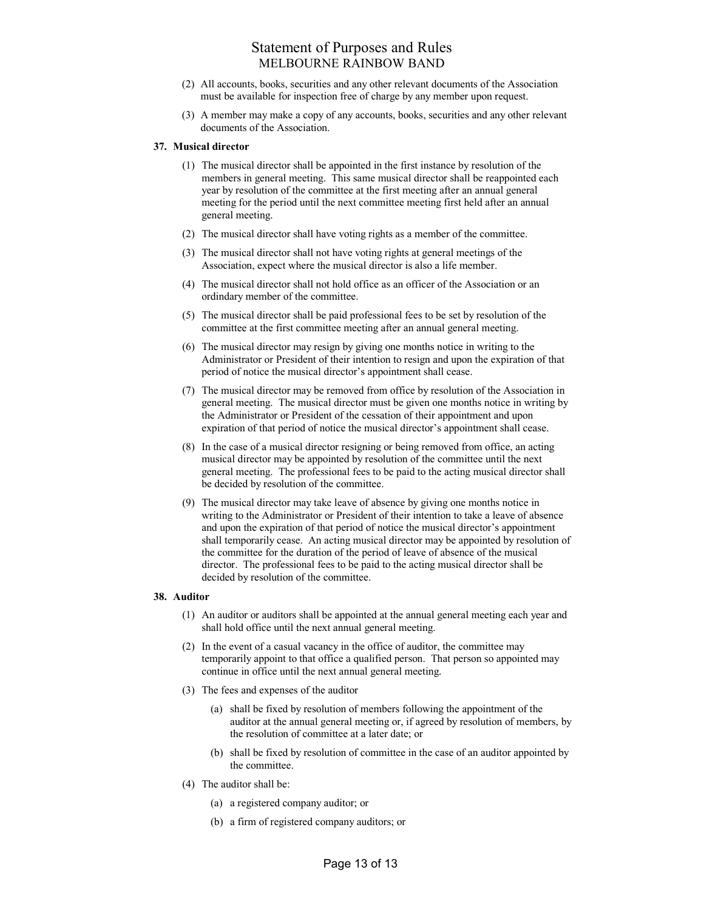(2) All accounts, books, securities and any other relevant documents of the Association must be available for inspection free of charge by any member upon request.

(3) A member may make a copy of any accounts, books, securities and any other relevant documents of the Association.

**37. Musical director**

(1) The musical director shall be appointed in the first instance by resolution of the members in general meeting. This same musical director shall be reappointed each year by resolution of the committee at the first meeting after an annual general meeting for the period until the next committee meeting first held after an annual general meeting.

(2) The musical director shall have voting rights as a member of the committee.

(3) The musical director shall not have voting rights at general meetings of the Association, expect where the musical director is also a life member.

(4) The musical director shall not hold office as an officer of the Association or an ordindary member of the committee.

(5) The musical director shall be paid professional fees to be set by resolution of the committee at the first committee meeting after an annual general meeting.

(6) The musical director may resign by giving one months notice in writing to the Administrator or President of their intention to resign and upon the expiration of that period of notice the musical director's appointment shall cease.

(7) The musical director may be removed from office by resolution of the Association in general meeting. The musical director must be given one months notice in writing by the Administrator or President of the cessation of their appointment and upon expiration of that period of notice the musical director's appointment shall cease.

(8) In the case of a musical director resigning or being removed from office, an acting musical director may be appointed by resolution of the committee until the next general meeting. The professional fees to be paid to the acting musical director shall be decided by resolution of the committee.

(9) The musical director may take leave of absence by giving one months notice in writing to the Administrator or President of their intention to take a leave of absence and upon the expiration of that period of notice the musical director's appointment shall temporarily cease. An acting musical director may be appointed by resolution of the committee for the duration of the period of leave of absence of the musical director. The professional fees to be paid to the acting musical director shall be decided by resolution of the committee.

**38. Auditor**

(1) An auditor or auditors shall be appointed at the annual general meeting each year and shall hold office until the next annual general meeting.

(2) In the event of a casual vacancy in the office of auditor, the committee may temporarily appoint to that office a qualified person. That person so appointed may continue in office until the next annual general meeting.

(3) The fees and expenses of the auditor

(a) shall be fixed by resolution of members following the appointment of the auditor at the annual general meeting or, if agreed by resolution of members, by the resolution of committee at a later date; or

(b) shall be fixed by resolution of committee in the case of an auditor appointed by the committee.

(4) The auditor shall be:

(a) a registered company auditor; or

(b) a firm of registered company auditors; or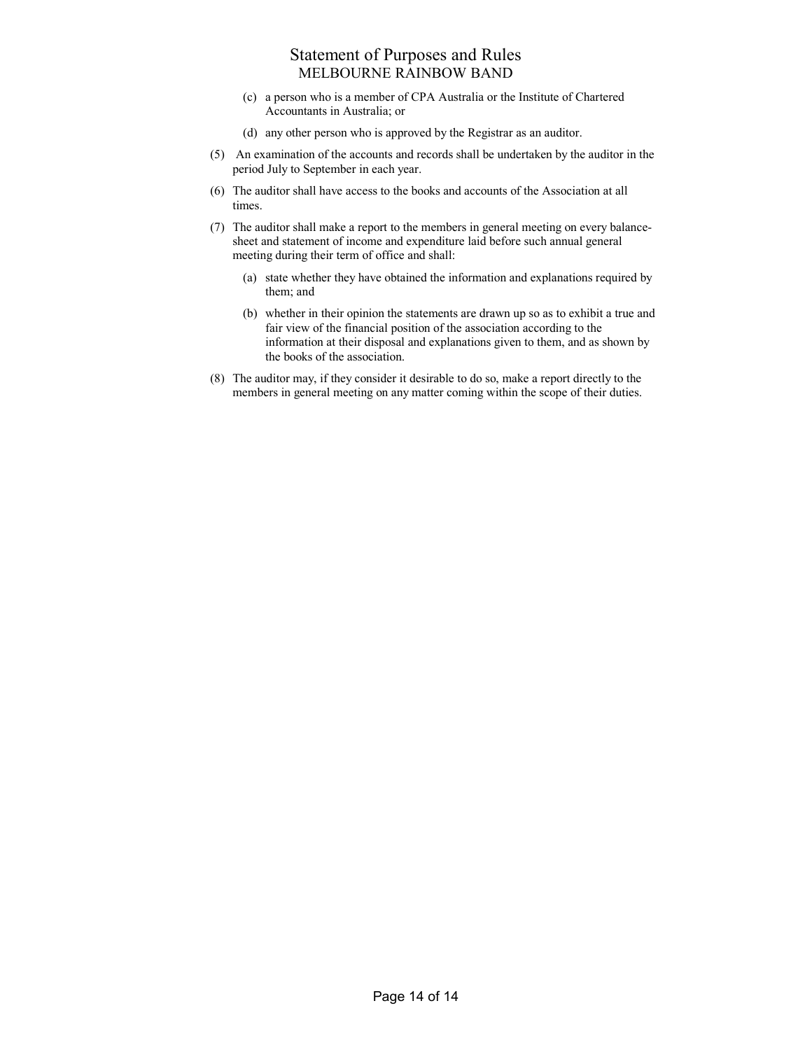(c) a person who is a member of CPA Australia or the Institute of Chartered Accountants in Australia; or

(d) any other person who is approved by the Registrar as an auditor.

(5) An examination of the accounts and records shall be undertaken by the auditor in the period July to September in each year.

(6) The auditor shall have access to the books and accounts of the Association at all times.

(7) The auditor shall make a report to the members in general meeting on every balance-sheet and statement of income and expenditure laid before such annual general meeting during their term of office and shall:

(a) state whether they have obtained the information and explanations required by them; and

(b) whether in their opinion the statements are drawn up so as to exhibit a true and fair view of the financial position of the association according to the information at their disposal and explanations given to them, and as shown by the books of the association.

(8) The auditor may, if they consider it desirable to do so, make a report directly to the members in general meeting on any matter coming within the scope of their duties.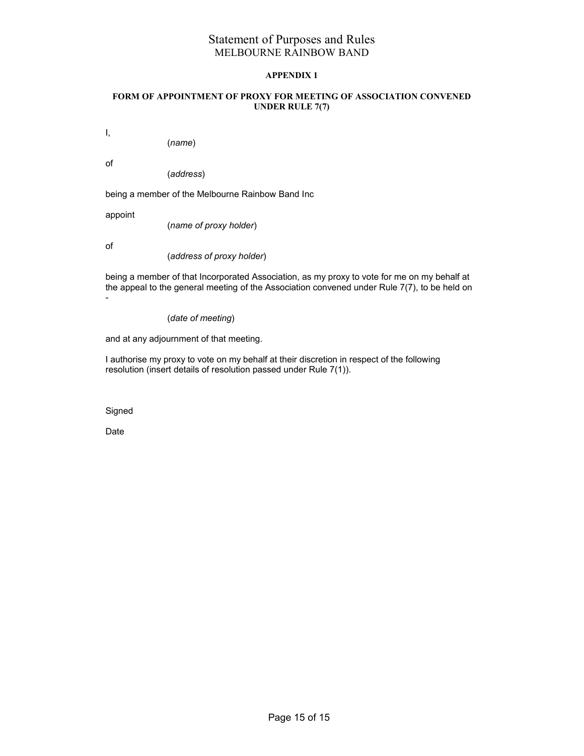## APPENDIX 1

### FORM OF APPOINTMENT OF PROXY FOR MEETING OF ASSOCIATION CONVENED UNDER RULE 7(7)

I,

(*name*)

of

(*address*)

being a member of the Melbourne Rainbow Band Inc

appoint

(*name of proxy holder*)

of

(*address of proxy holder*)

being a member of that Incorporated Association, as my proxy to vote for me on my behalf at the appeal to the general meeting of the Association convened under Rule 7(7), to be held on -

(*date of meeting*)

and at any adjournment of that meeting.

I authorise my proxy to vote on my behalf at their discretion in respect of the following resolution (insert details of resolution passed under Rule 7(1)).

Signed

Date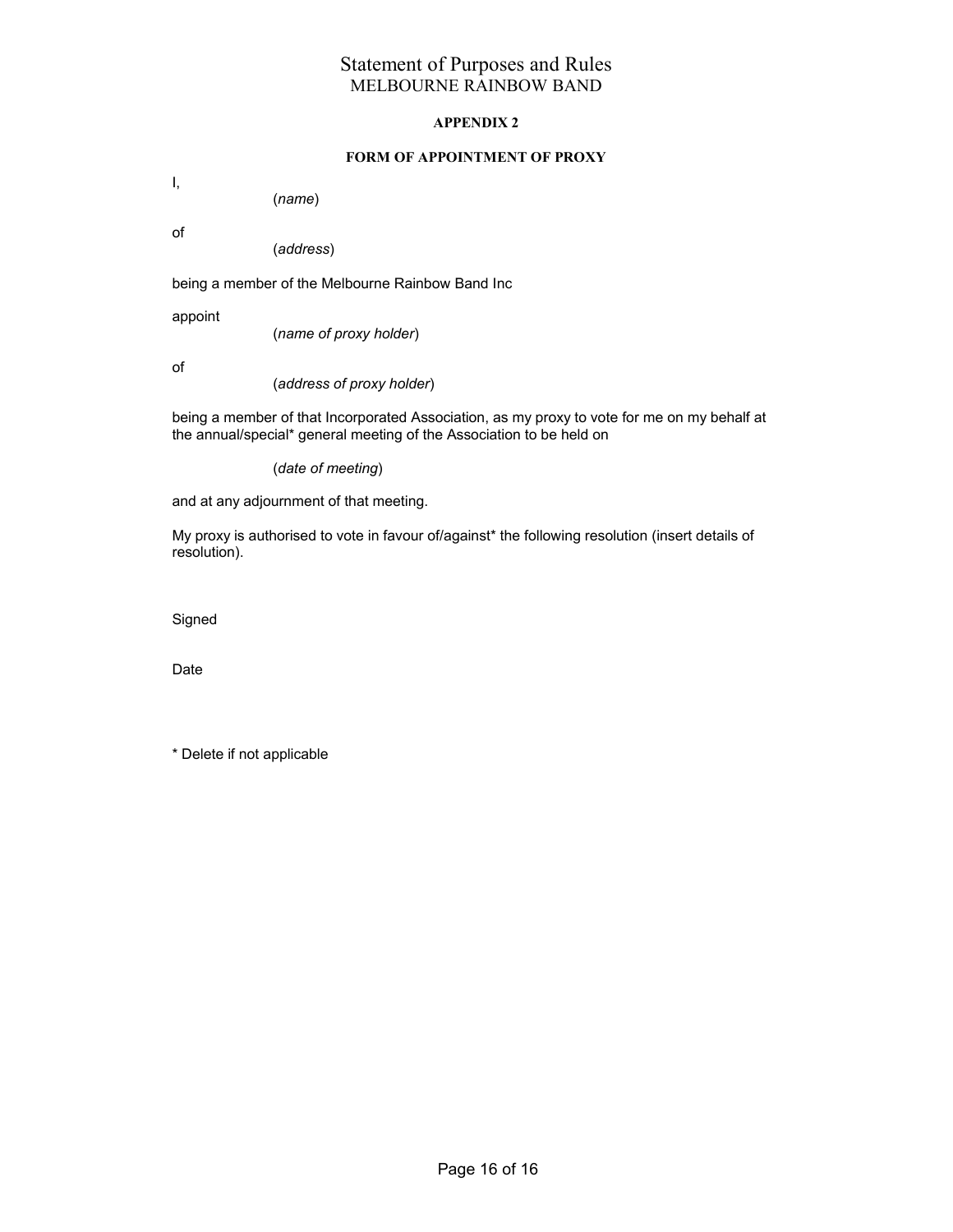## APPENDIX 2

### FORM OF APPOINTMENT OF PROXY

I,

(*name*)

of

(*address*)

being a member of the Melbourne Rainbow Band Inc

appoint

(*name of proxy holder*)

of

(*address of proxy holder*)

being a member of that Incorporated Association, as my proxy to vote for me on my behalf at the annual/special* general meeting of the Association to be held on

(*date of meeting*)

and at any adjournment of that meeting.

My proxy is authorised to vote in favour of/against* the following resolution (insert details of resolution).

Signed

Date

* Delete if not applicable